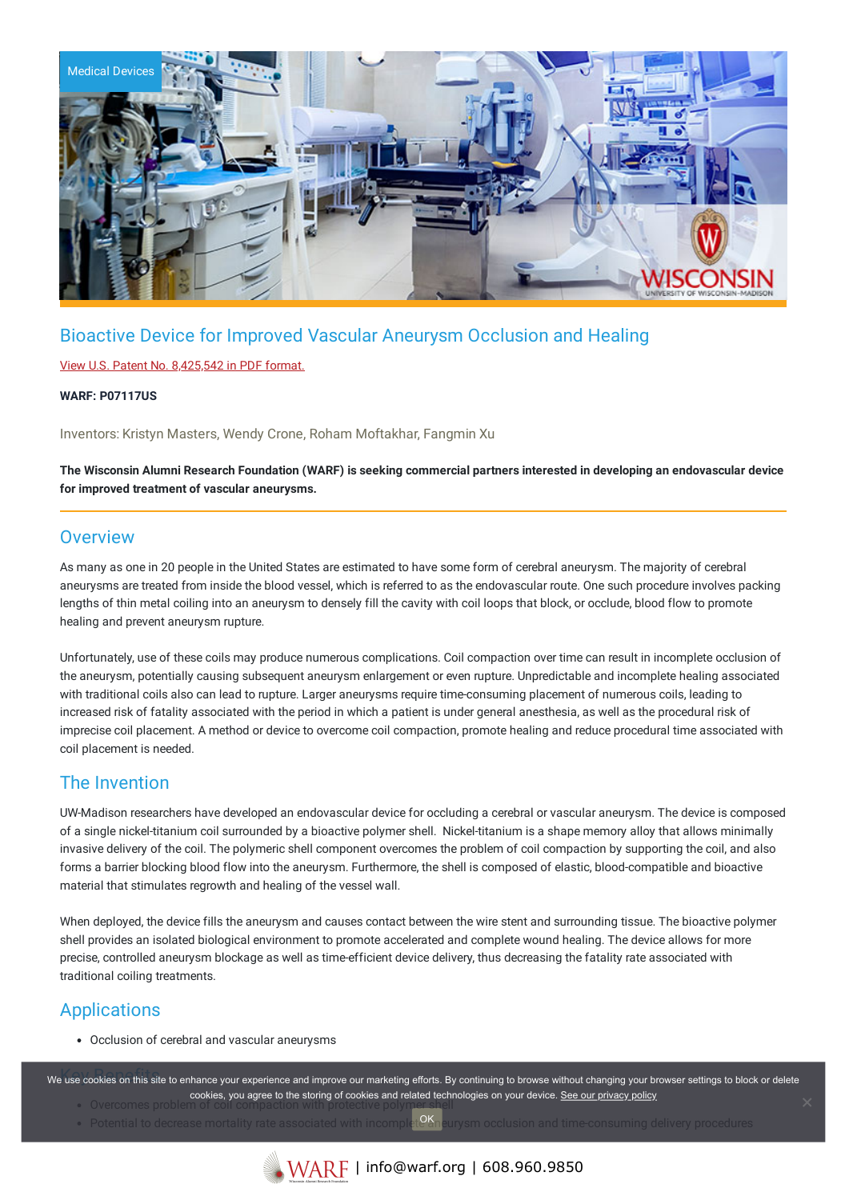Medical Devices

# Bioactive Device for Improved Vascular Aneurysm Occlusion and Healing

View U.S. Patent No. 8,425,542 in PDF format.

**WARF: P07117US**

Inventors: Kristyn Masters, Wendy Crone, Roham Moftakhar, Fangmin Xu

**The Wisconsin Alumni Research Foundation (WARF) is seeking commercial partners interested in developing an endovascular device for improved treatment of vascular aneurysms.**

## Overview

As many as one in 20 people in the United States are estimated to have some form of cerebral aneurysm. The majority of cerebral aneurysms are treated from inside the blood vessel, which is referred to as the endovascular route. One such procedure involves packing lengths of thin metal coiling into an aneurysm to densely fill the cavity with coil loops that block, or occlude, blood flow to promote healing and prevent aneurysm rupture.

Unfortunately, use of these coils may produce numerous complications. Coil compaction over time can result in incomplete occlusion of the aneurysm, potentially causing subsequent aneurysm enlargement or even rupture. Unpredictable and incomplete healing associated with traditional coils also can lead to rupture. Larger aneurysms require time-consuming placement of numerous coils, leading to increased risk of fatality associated with the period in which a patient is under general anesthesia, as well as the procedural risk of imprecise coil placement. A method or device to overcome coil compaction, promote healing and reduce procedural time associated with coil placement is needed.

## The Invention

UW-Madison researchers have developed an endovascular device for occluding a cerebral or vascular aneurysm. The device is composed of a single nickel-titanium coil surrounded by a bioactive polymer shell. Nickel-titanium is a shape memory alloy that allows minimally invasive delivery of the coil. The polymeric shell component overcomes the problem of coil compaction by supporting the coil, and also forms a barrier blocking blood flow into the aneurysm. Furthermore, the shell is composed of elastic, blood-compatible and bioactive material that stimulates regrowth and healing of the vessel wall.

When deployed, the device fills the aneurysm and causes contact between the wire stent and surrounding tissue. The bioactive polymer shell provides an isolated biological environment to promote accelerated and complete wound healing. The device allows for more precise, controlled aneurysm blockage as well as time-efficient device delivery, thus decreasing the fatality rate associated with traditional coiling treatments.

## Applications

- Occlusion of cerebral and vascular aneurysms

## Key Benefits

- Overcomes problem of coil compaction with protective polymer shell
- Potential to decrease mortality rate associated with incomplete aneurysm occlusion and time-consuming delivery procedures

We use cookies on this site to enhance your experience and improve our marketing efforts. By continuing to browse without changing your browser settings to block or delete cookies, you agree to the storing of cookies and related technologies on your device. See our privacy policy

OK

WARF | info@warf.org | 608.960.9850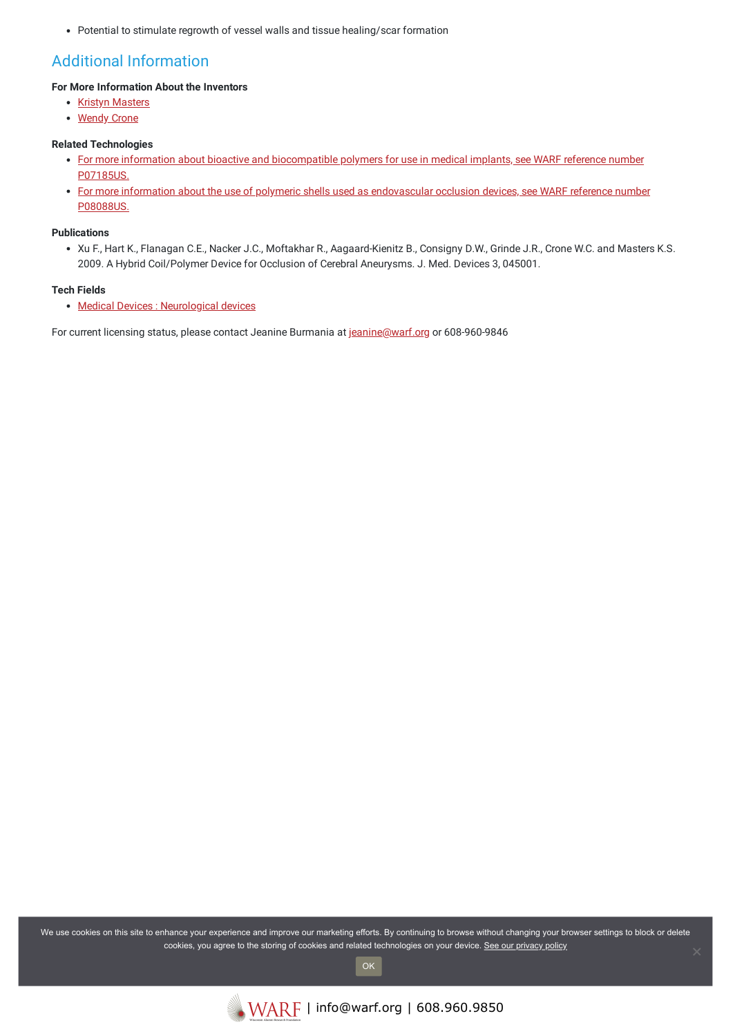- Potential to stimulate regrowth of vessel walls and tissue healing/scar formation

## Additional Information

**For More Information About the Inventors**

- Kristyn Masters
- Wendy Crone

**Related Technologies**

- For more information about bioactive and biocompatible polymers for use in medical implants, see WARF reference number P07185US.
- For more information about the use of polymeric shells used as endovascular occlusion devices, see WARF reference number P08088US.

**Publications**

- Xu F., Hart K., Flanagan C.E., Nacker J.C., Moftakhar R., Aagaard-Kienitz B., Consigny D.W., Grinde J.R., Crone W.C. and Masters K.S. 2009. A Hybrid Coil/Polymer Device for Occlusion of Cerebral Aneurysms. J. Med. Devices 3, 045001.

**Tech Fields**

- Medical Devices : Neurological devices

For current licensing status, please contact Jeanine Burmania at jeanine@warf.org or 608-960-9846